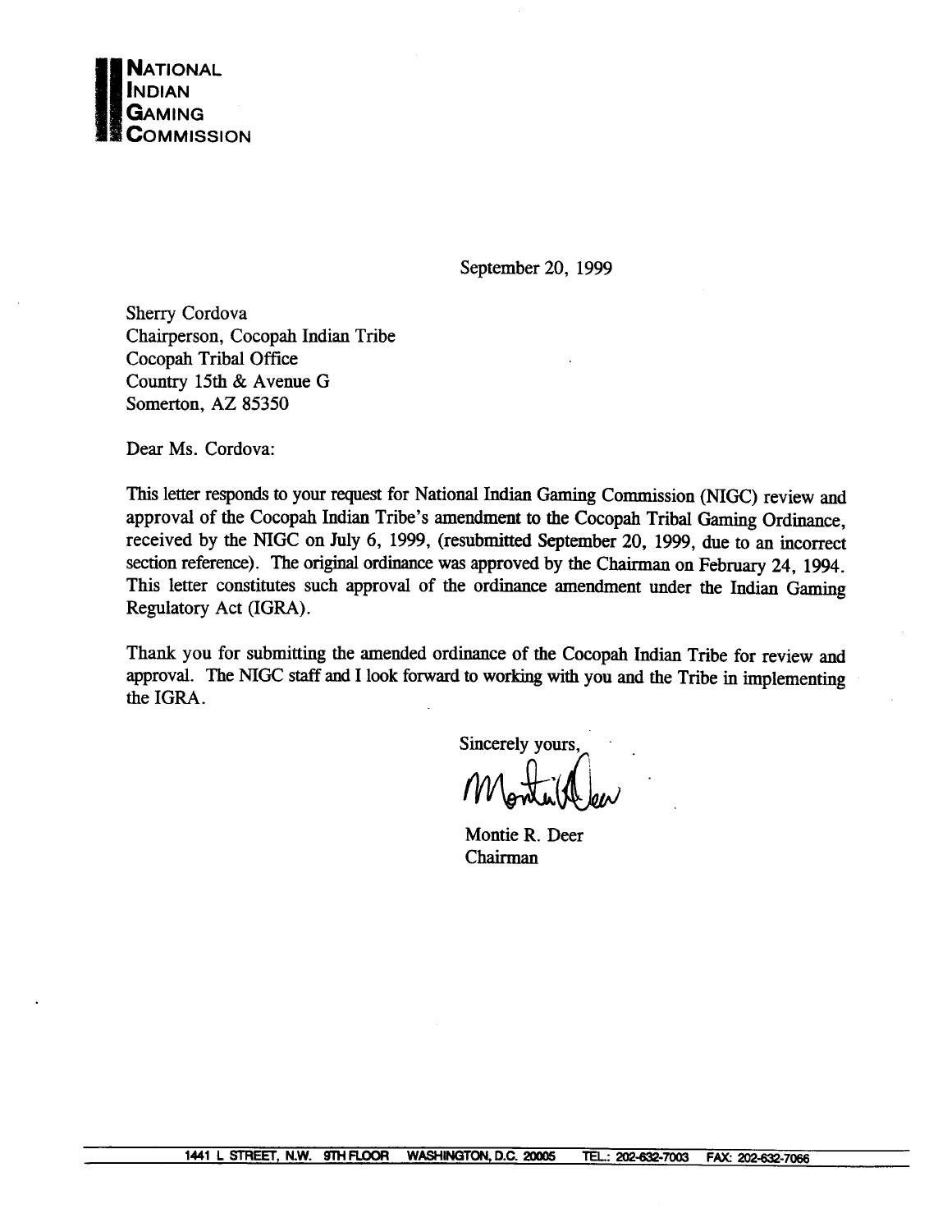**NATIONAL INDIAN GAMING COMMISSION**

September 20, 1999

Sherry Cordova
Chairperson, Cocopah Indian Tribe
Cocopah Tribal Office
Country 15th & Avenue G
Somerton, AZ 85350

Dear Ms. Cordova:

This letter responds to your request for National Indian Gaming Commission (NIGC) review and approval of the Cocopah Indian Tribe's amendment to the Cocopah Tribal Gaming Ordinance, received by the NIGC on July 6, 1999, (resubmitted September 20, 1999, due to an incorrect section reference). The original ordinance was approved by the Chairman on February 24, 1994. This letter constitutes such approval of the ordinance amendment under the Indian Gaming Regulatory Act (IGRA).

Thank you for submitting the amended ordinance of the Cocopah Indian Tribe for review and approval. The NIGC staff and I look forward to working with you and the Tribe in implementing the IGRA.

Sincerely yours,

Montie R. Deer
Chairman

1441 L STREET, N.W. 9TH FLOOR WASHINGTON, D.C. 20005 TEL.: 202-632-7003 FAX: 202-632-7066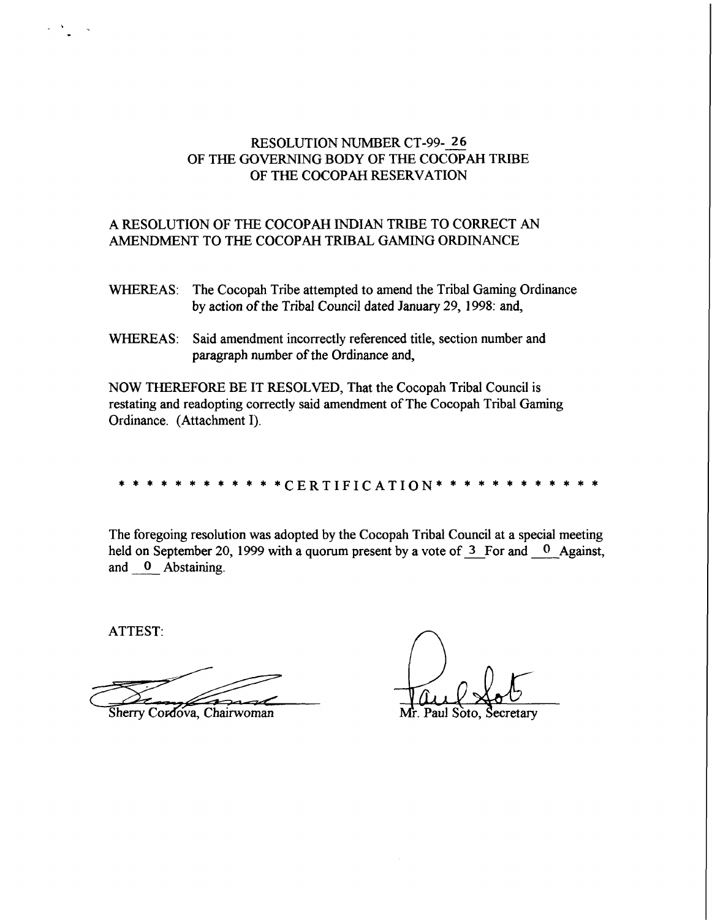# RESOLUTION NUMBER CT-99- 26
# OF THE GOVERNING BODY OF THE COCOPAH TRIBE
# OF THE COCOPAH RESERVATION

## A RESOLUTION OF THE COCOPAH INDIAN TRIBE TO CORRECT AN AMENDMENT TO THE COCOPAH TRIBAL GAMING ORDINANCE

WHEREAS: The Cocopah Tribe attempted to amend the Tribal Gaming Ordinance by action of the Tribal Council dated January 29, 1998: and,

WHEREAS: Said amendment incorrectly referenced title, section number and paragraph number of the Ordinance and,

NOW THEREFORE BE IT RESOLVED, That the Cocopah Tribal Council is restating and readopting correctly said amendment of The Cocopah Tribal Gaming Ordinance. (Attachment I).

* * * * * * * * * * * * CERTIFICATION * * * * * * * * * * * *

The foregoing resolution was adopted by the Cocopah Tribal Council at a special meeting held on September 20, 1999 with a quorum present by a vote of 3 For and 0 Against, and 0 Abstaining.

ATTEST:

Sherry Cordova, Chairwoman

Mr. Paul Soto, Secretary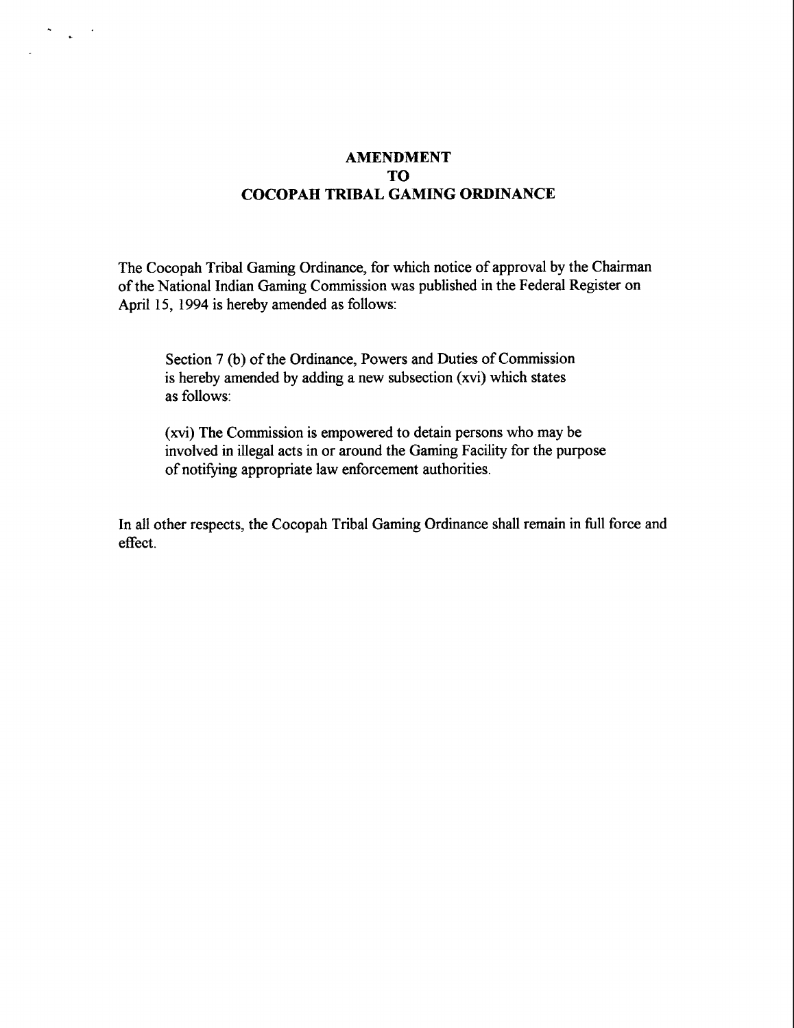# AMENDMENT
# TO
# COCOPAH TRIBAL GAMING ORDINANCE

The Cocopah Tribal Gaming Ordinance, for which notice of approval by the Chairman of the National Indian Gaming Commission was published in the Federal Register on April 15, 1994 is hereby amended as follows:

> Section 7 (b) of the Ordinance, Powers and Duties of Commission is hereby amended by adding a new subsection (xvi) which states as follows:
>
> (xvi) The Commission is empowered to detain persons who may be involved in illegal acts in or around the Gaming Facility for the purpose of notifying appropriate law enforcement authorities.

In all other respects, the Cocopah Tribal Gaming Ordinance shall remain in full force and effect.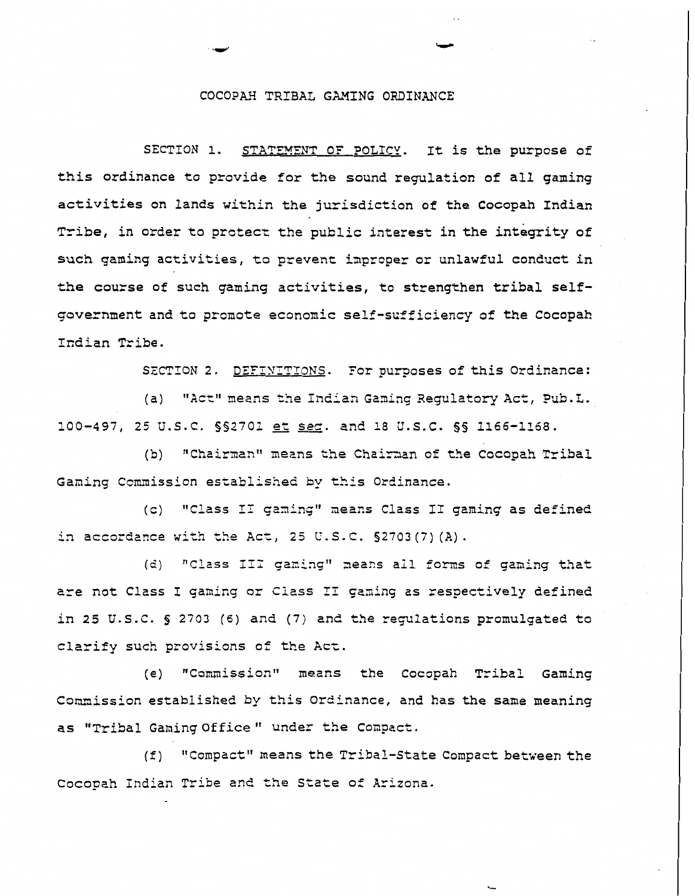# COCOPAH TRIBAL GAMING ORDINANCE

SECTION 1. STATEMENT OF POLICY. It is the purpose of this ordinance to provide for the sound regulation of all gaming activities on lands within the jurisdiction of the Cocopah Indian Tribe, in order to protect the public interest in the integrity of such gaming activities, to prevent improper or unlawful conduct in the course of such gaming activities, to strengthen tribal self-government and to promote economic self-sufficiency of the Cocopah Indian Tribe.

SECTION 2. DEFINITIONS. For purposes of this Ordinance:

(a) "Act" means the Indian Gaming Regulatory Act, Pub.L. 100-497, 25 U.S.C. §§2701 *et seq*. and 18 U.S.C. §§ 1166-1168.

(b) "Chairman" means the Chairman of the Cocopah Tribal Gaming Commission established by this Ordinance.

(c) "Class II gaming" means Class II gaming as defined in accordance with the Act, 25 U.S.C. §2703(7)(A).

(d) "Class III gaming" means all forms of gaming that are not Class I gaming or Class II gaming as respectively defined in 25 U.S.C. § 2703 (6) and (7) and the regulations promulgated to clarify such provisions of the Act.

(e) "Commission" means the Cocopah Tribal Gaming Commission established by this Ordinance, and has the same meaning as "Tribal Gaming Office" under the Compact.

(f) "Compact" means the Tribal-State Compact between the Cocopah Indian Tribe and the State of Arizona.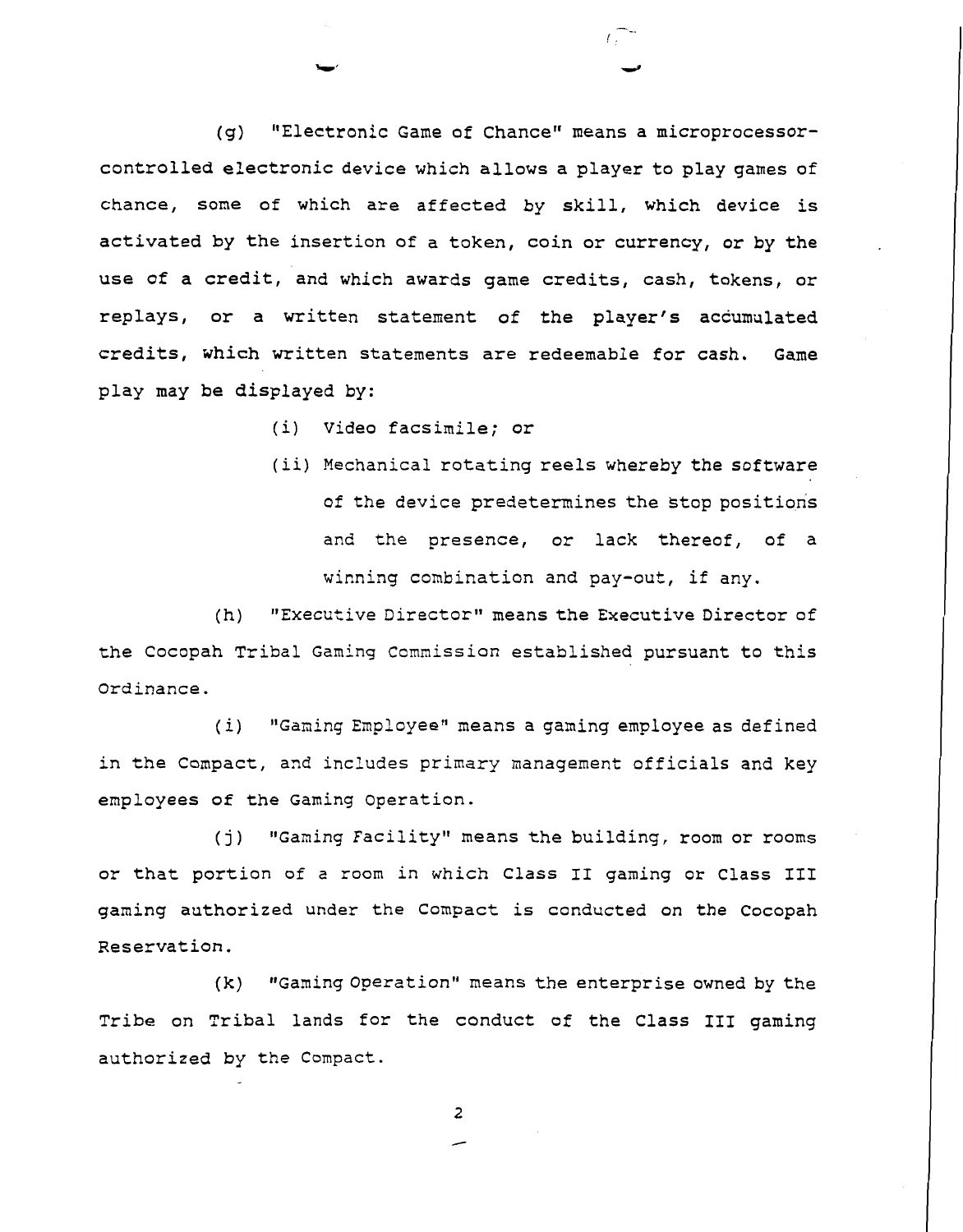(g) "Electronic Game of Chance" means a microprocessor-controlled electronic device which allows a player to play games of chance, some of which are affected by skill, which device is activated by the insertion of a token, coin or currency, or by the use of a credit, and which awards game credits, cash, tokens, or replays, or a written statement of the player's accumulated credits, which written statements are redeemable for cash. Game play may be displayed by:

- (i) Video facsimile; or
- (ii) Mechanical rotating reels whereby the software of the device predetermines the stop positions and the presence, or lack thereof, of a winning combination and pay-out, if any.

(h) "Executive Director" means the Executive Director of the Cocopah Tribal Gaming Commission established pursuant to this Ordinance.

(i) "Gaming Employee" means a gaming employee as defined in the Compact, and includes primary management officials and key employees of the Gaming Operation.

(j) "Gaming Facility" means the building, room or rooms or that portion of a room in which Class II gaming or Class III gaming authorized under the Compact is conducted on the Cocopah Reservation.

(k) "Gaming Operation" means the enterprise owned by the Tribe on Tribal lands for the conduct of the Class III gaming authorized by the Compact.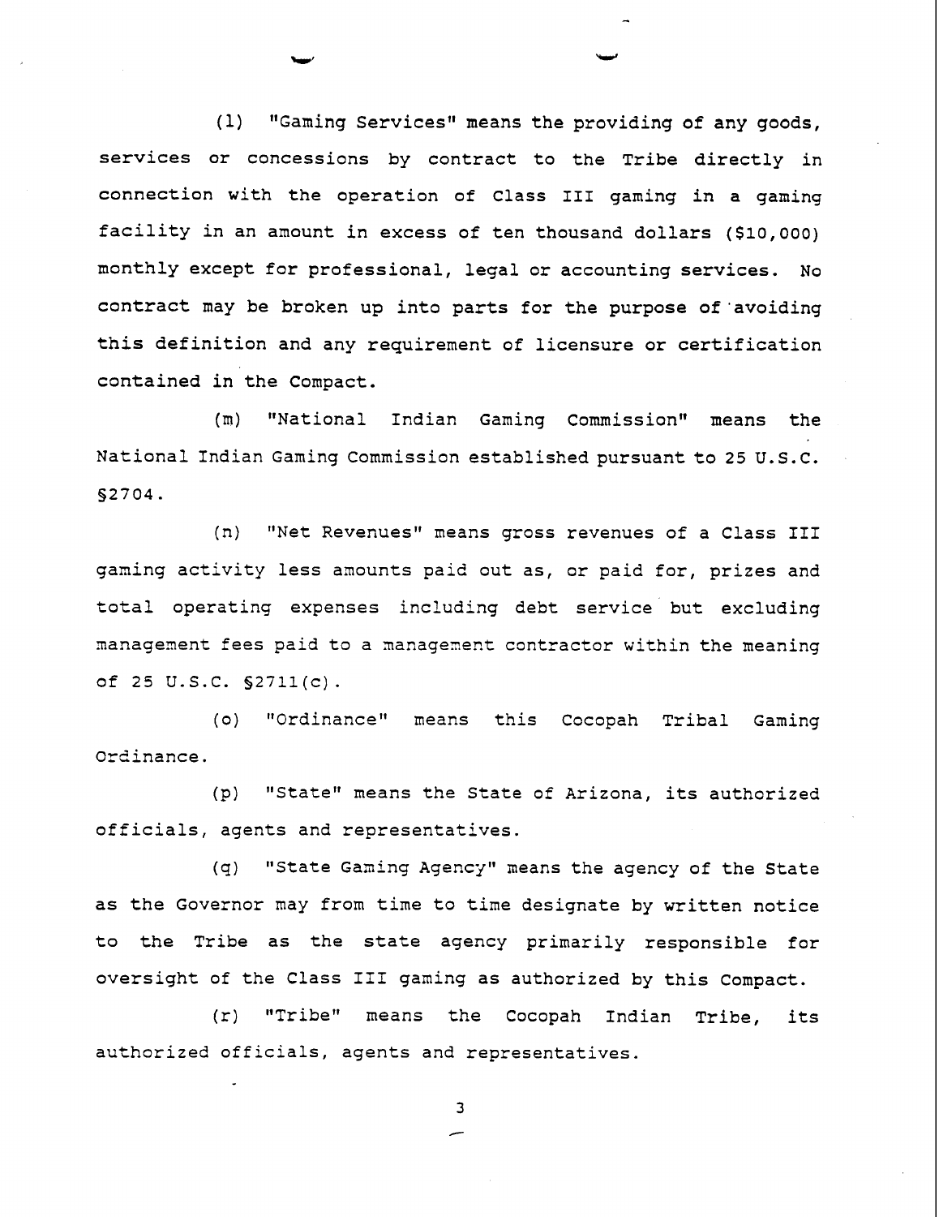(l) "Gaming Services" means the providing of any goods, services or concessions by contract to the Tribe directly in connection with the operation of Class III gaming in a gaming facility in an amount in excess of ten thousand dollars ($10,000) monthly except for professional, legal or accounting services. No contract may be broken up into parts for the purpose of avoiding this definition and any requirement of licensure or certification contained in the Compact.

(m) "National Indian Gaming Commission" means the National Indian Gaming Commission established pursuant to 25 U.S.C. §2704.

(n) "Net Revenues" means gross revenues of a Class III gaming activity less amounts paid out as, or paid for, prizes and total operating expenses including debt service but excluding management fees paid to a management contractor within the meaning of 25 U.S.C. §2711(c).

(o) "Ordinance" means this Cocopah Tribal Gaming Ordinance.

(p) "State" means the State of Arizona, its authorized officials, agents and representatives.

(q) "State Gaming Agency" means the agency of the State as the Governor may from time to time designate by written notice to the Tribe as the state agency primarily responsible for oversight of the Class III gaming as authorized by this Compact.

(r) "Tribe" means the Cocopah Indian Tribe, its authorized officials, agents and representatives.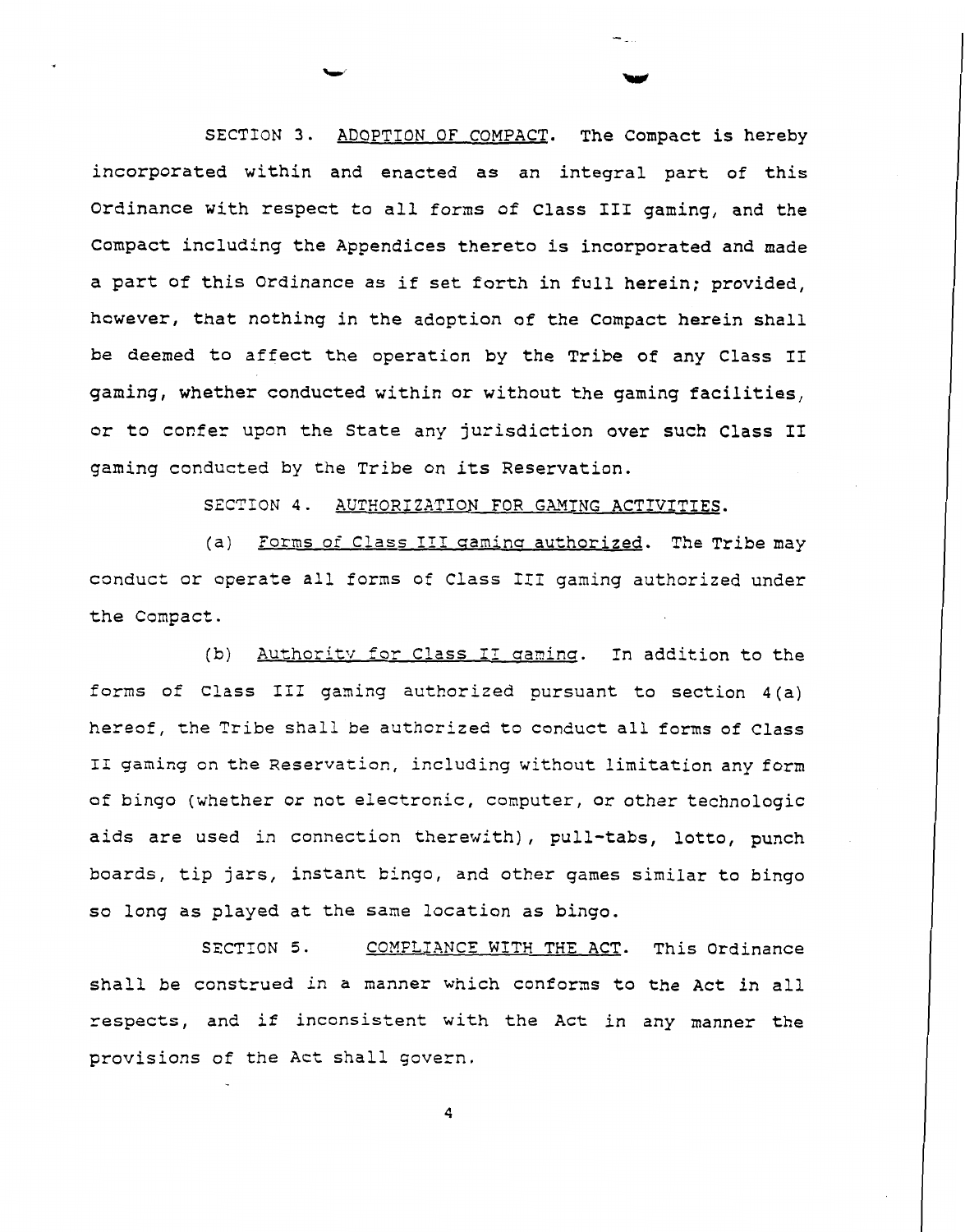SECTION 3. ADOPTION OF COMPACT. The Compact is hereby incorporated within and enacted as an integral part of this Ordinance with respect to all forms of Class III gaming, and the Compact including the Appendices thereto is incorporated and made a part of this Ordinance as if set forth in full herein; provided, however, that nothing in the adoption of the Compact herein shall be deemed to affect the operation by the Tribe of any Class II gaming, whether conducted within or without the gaming facilities, or to confer upon the State any jurisdiction over such Class II gaming conducted by the Tribe on its Reservation.

SECTION 4. AUTHORIZATION FOR GAMING ACTIVITIES.

(a) Forms of Class III gaming authorized. The Tribe may conduct or operate all forms of Class III gaming authorized under the Compact.

(b) Authority for Class II gaming. In addition to the forms of Class III gaming authorized pursuant to section 4(a) hereof, the Tribe shall be authorized to conduct all forms of Class II gaming on the Reservation, including without limitation any form of bingo (whether or not electronic, computer, or other technologic aids are used in connection therewith), pull-tabs, lotto, punch boards, tip jars, instant bingo, and other games similar to bingo so long as played at the same location as bingo.

SECTION 5. COMPLIANCE WITH THE ACT. This Ordinance shall be construed in a manner which conforms to the Act in all respects, and if inconsistent with the Act in any manner the provisions of the Act shall govern.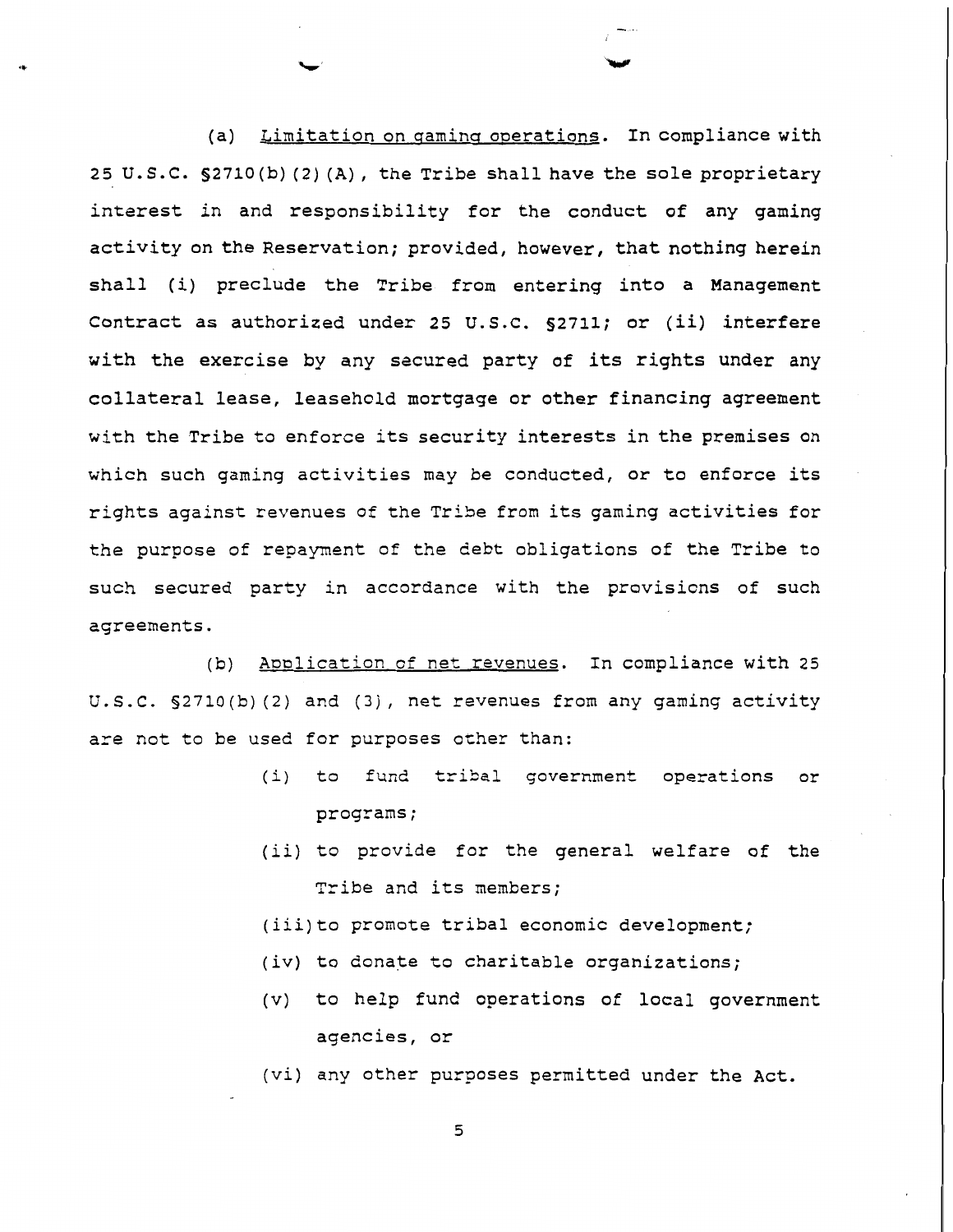(a) Limitation on gaming operations. In compliance with 25 U.S.C. §2710(b)(2)(A), the Tribe shall have the sole proprietary interest in and responsibility for the conduct of any gaming activity on the Reservation; provided, however, that nothing herein shall (i) preclude the Tribe from entering into a Management Contract as authorized under 25 U.S.C. §2711; or (ii) interfere with the exercise by any secured party of its rights under any collateral lease, leasehold mortgage or other financing agreement with the Tribe to enforce its security interests in the premises on which such gaming activities may be conducted, or to enforce its rights against revenues of the Tribe from its gaming activities for the purpose of repayment of the debt obligations of the Tribe to such secured party in accordance with the provisions of such agreements.

(b) Application of net revenues. In compliance with 25 U.S.C. §2710(b)(2) and (3), net revenues from any gaming activity are not to be used for purposes other than:

(i) to fund tribal government operations or programs;

(ii) to provide for the general welfare of the Tribe and its members;

(iii) to promote tribal economic development;

(iv) to donate to charitable organizations;

(v) to help fund operations of local government agencies, or

(vi) any other purposes permitted under the Act.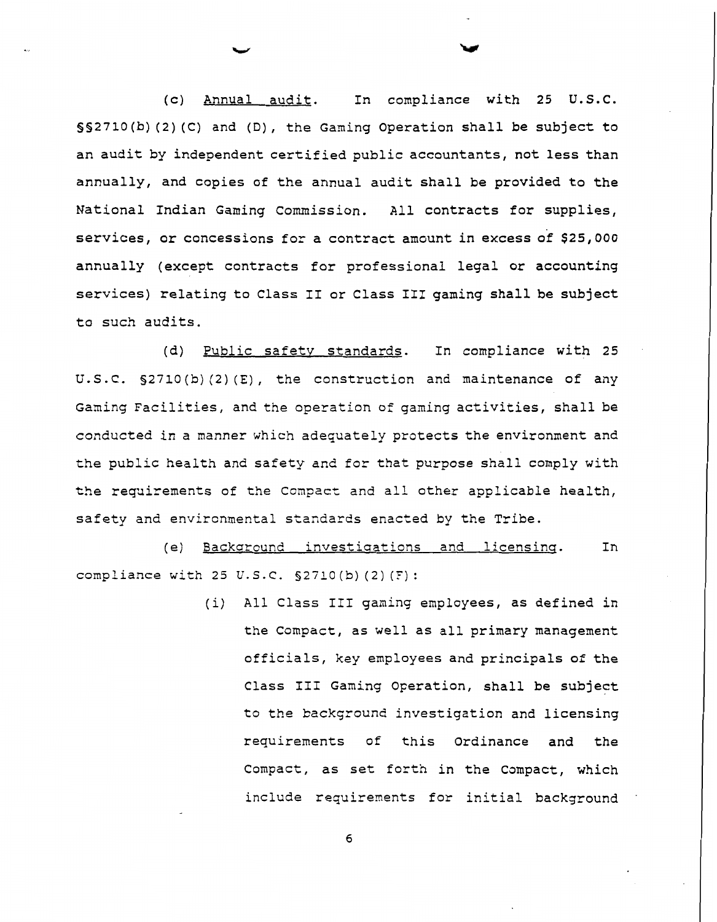(c) Annual audit. In compliance with 25 U.S.C. §§2710(b)(2)(C) and (D), the Gaming Operation shall be subject to an audit by independent certified public accountants, not less than annually, and copies of the annual audit shall be provided to the National Indian Gaming Commission. All contracts for supplies, services, or concessions for a contract amount in excess of $25,000 annually (except contracts for professional legal or accounting services) relating to Class II or Class III gaming shall be subject to such audits.

(d) Public safety standards. In compliance with 25 U.S.C. §2710(b)(2)(E), the construction and maintenance of any Gaming Facilities, and the operation of gaming activities, shall be conducted in a manner which adequately protects the environment and the public health and safety and for that purpose shall comply with the requirements of the Compact and all other applicable health, safety and environmental standards enacted by the Tribe.

(e) Background investigations and licensing. In compliance with 25 U.S.C. §2710(b)(2)(F):

(i) All Class III gaming employees, as defined in the Compact, as well as all primary management officials, key employees and principals of the Class III Gaming Operation, shall be subject to the background investigation and licensing requirements of this Ordinance and the Compact, as set forth in the Compact, which include requirements for initial background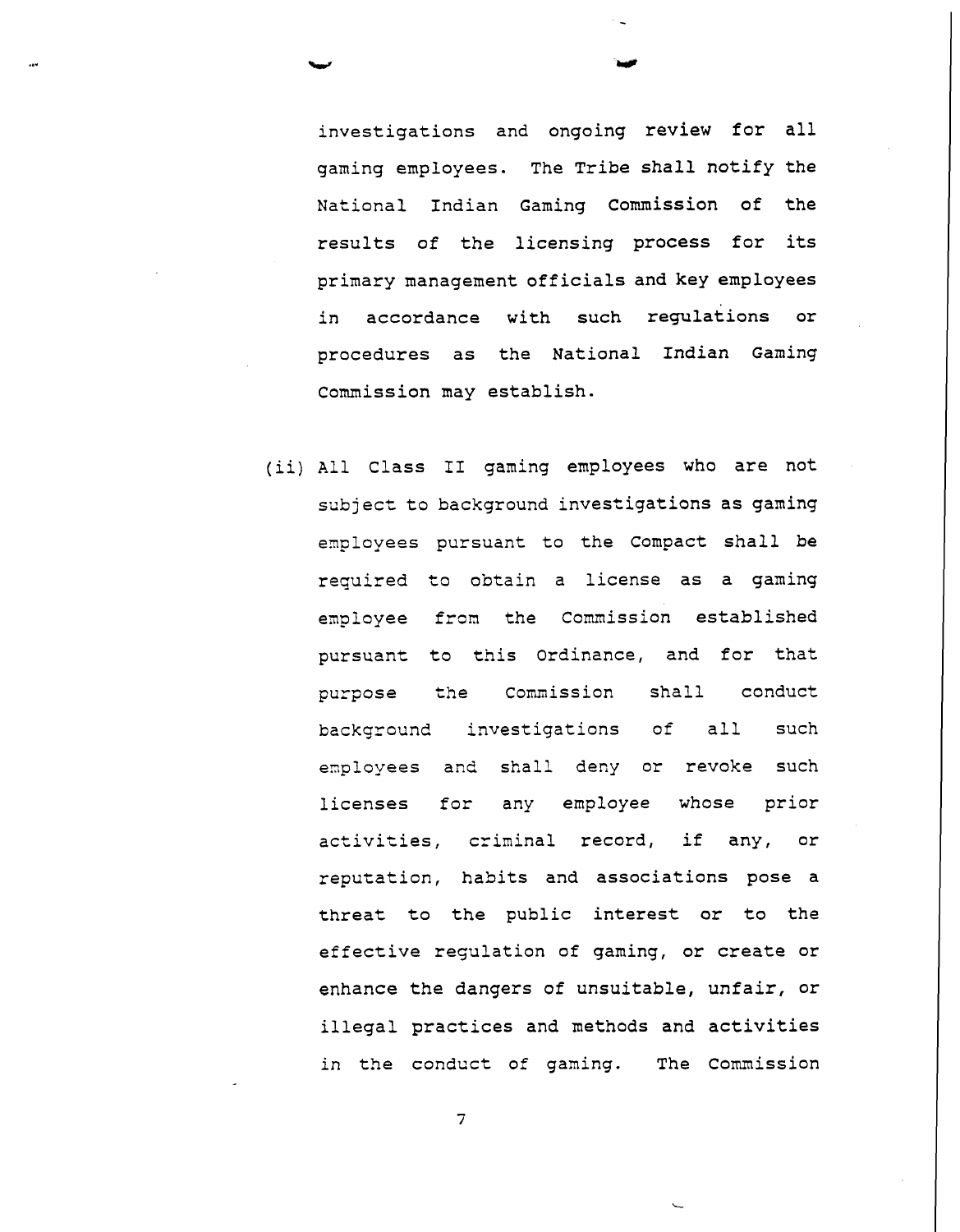investigations and ongoing review for all gaming employees. The Tribe shall notify the National Indian Gaming Commission of the results of the licensing process for its primary management officials and key employees in accordance with such regulations or procedures as the National Indian Gaming Commission may establish.

(ii) All Class II gaming employees who are not subject to background investigations as gaming employees pursuant to the Compact shall be required to obtain a license as a gaming employee from the Commission established pursuant to this Ordinance, and for that purpose the Commission shall conduct background investigations of all such employees and shall deny or revoke such licenses for any employee whose prior activities, criminal record, if any, or reputation, habits and associations pose a threat to the public interest or to the effective regulation of gaming, or create or enhance the dangers of unsuitable, unfair, or illegal practices and methods and activities in the conduct of gaming. The Commission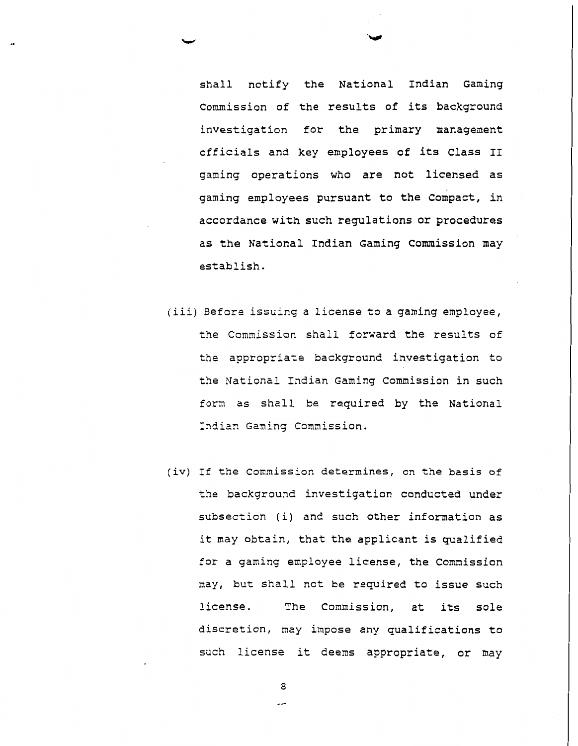shall notify the National Indian Gaming Commission of the results of its background investigation for the primary management officials and key employees of its Class II gaming operations who are not licensed as gaming employees pursuant to the Compact, in accordance with such regulations or procedures as the National Indian Gaming Commission may establish.

(iii) Before issuing a license to a gaming employee, the Commission shall forward the results of the appropriate background investigation to the National Indian Gaming Commission in such form as shall be required by the National Indian Gaming Commission.

(iv) If the Commission determines, on the basis of the background investigation conducted under subsection (i) and such other information as it may obtain, that the applicant is qualified for a gaming employee license, the Commission may, but shall not be required to issue such license. The Commission, at its sole discretion, may impose any qualifications to such license it deems appropriate, or may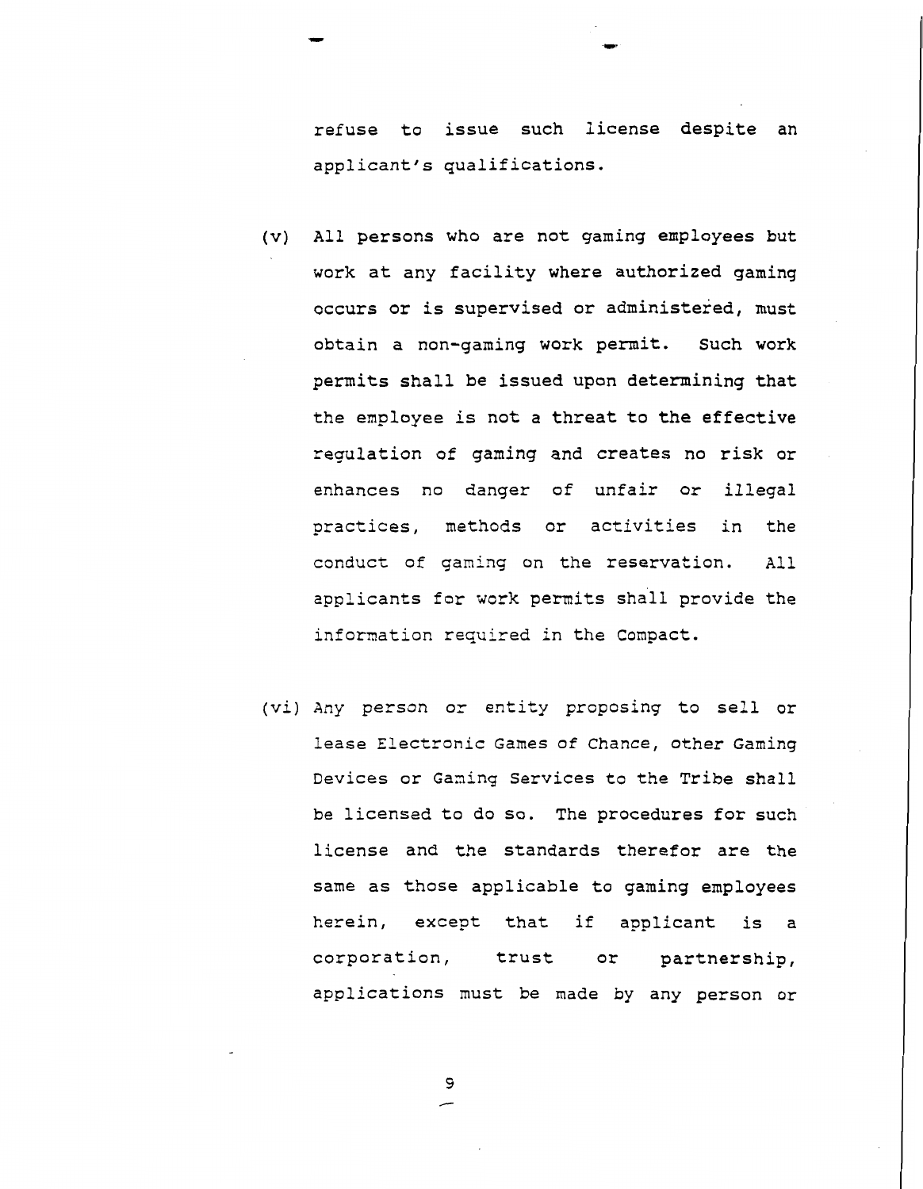refuse to issue such license despite an applicant's qualifications.

(v) All persons who are not gaming employees but work at any facility where authorized gaming occurs or is supervised or administered, must obtain a non-gaming work permit. Such work permits shall be issued upon determining that the employee is not a threat to the effective regulation of gaming and creates no risk or enhances no danger of unfair or illegal practices, methods or activities in the conduct of gaming on the reservation. All applicants for work permits shall provide the information required in the Compact.

(vi) Any person or entity proposing to sell or lease Electronic Games of Chance, other Gaming Devices or Gaming Services to the Tribe shall be licensed to do so. The procedures for such license and the standards therefor are the same as those applicable to gaming employees herein, except that if applicant is a corporation, trust or partnership, applications must be made by any person or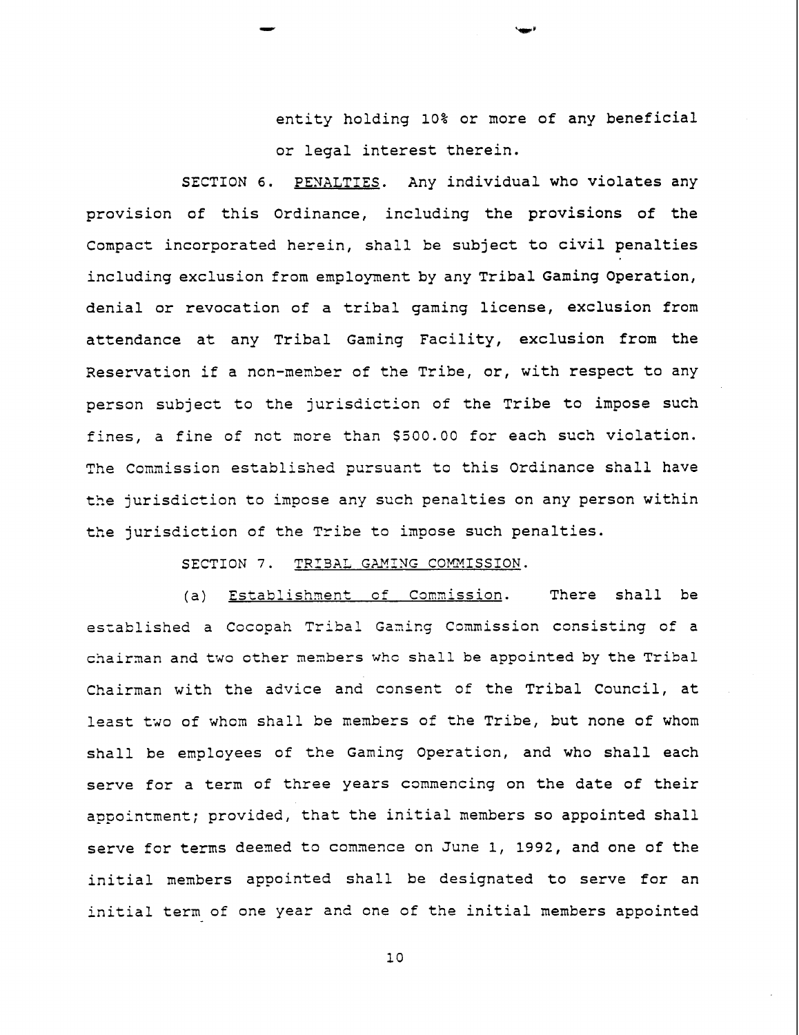entity holding 10% or more of any beneficial or legal interest therein.

SECTION 6. PENALTIES. Any individual who violates any provision of this Ordinance, including the provisions of the Compact incorporated herein, shall be subject to civil penalties including exclusion from employment by any Tribal Gaming Operation, denial or revocation of a tribal gaming license, exclusion from attendance at any Tribal Gaming Facility, exclusion from the Reservation if a non-member of the Tribe, or, with respect to any person subject to the jurisdiction of the Tribe to impose such fines, a fine of not more than $500.00 for each such violation. The Commission established pursuant to this Ordinance shall have the jurisdiction to impose any such penalties on any person within the jurisdiction of the Tribe to impose such penalties.

SECTION 7. TRIBAL GAMING COMMISSION.

(a) Establishment of Commission. There shall be established a Cocopah Tribal Gaming Commission consisting of a chairman and two other members who shall be appointed by the Tribal Chairman with the advice and consent of the Tribal Council, at least two of whom shall be members of the Tribe, but none of whom shall be employees of the Gaming Operation, and who shall each serve for a term of three years commencing on the date of their appointment; provided, that the initial members so appointed shall serve for terms deemed to commence on June 1, 1992, and one of the initial members appointed shall be designated to serve for an initial term of one year and one of the initial members appointed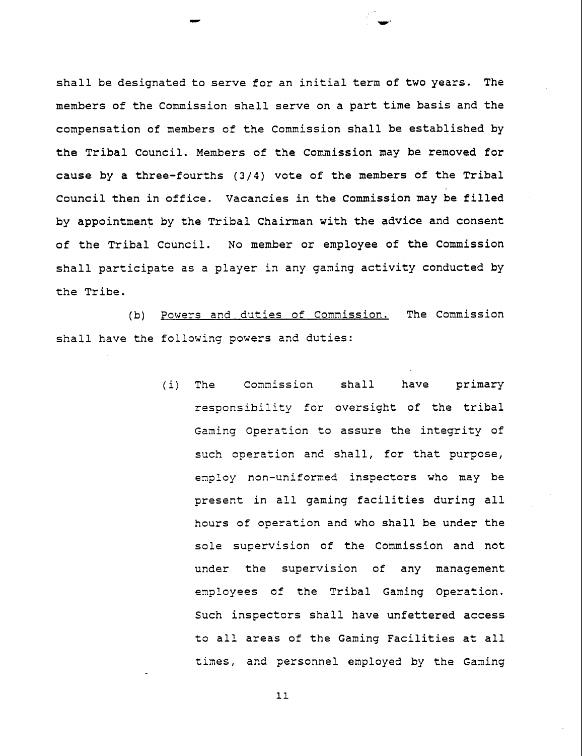shall be designated to serve for an initial term of two years. The members of the Commission shall serve on a part time basis and the compensation of members of the Commission shall be established by the Tribal Council. Members of the Commission may be removed for cause by a three-fourths (3/4) vote of the members of the Tribal Council then in office. Vacancies in the Commission may be filled by appointment by the Tribal Chairman with the advice and consent of the Tribal Council. No member or employee of the Commission shall participate as a player in any gaming activity conducted by the Tribe.

(b) Powers and duties of Commission. The Commission shall have the following powers and duties:

(i) The Commission shall have primary responsibility for oversight of the tribal Gaming Operation to assure the integrity of such operation and shall, for that purpose, employ non-uniformed inspectors who may be present in all gaming facilities during all hours of operation and who shall be under the sole supervision of the Commission and not under the supervision of any management employees of the Tribal Gaming Operation. Such inspectors shall have unfettered access to all areas of the Gaming Facilities at all times, and personnel employed by the Gaming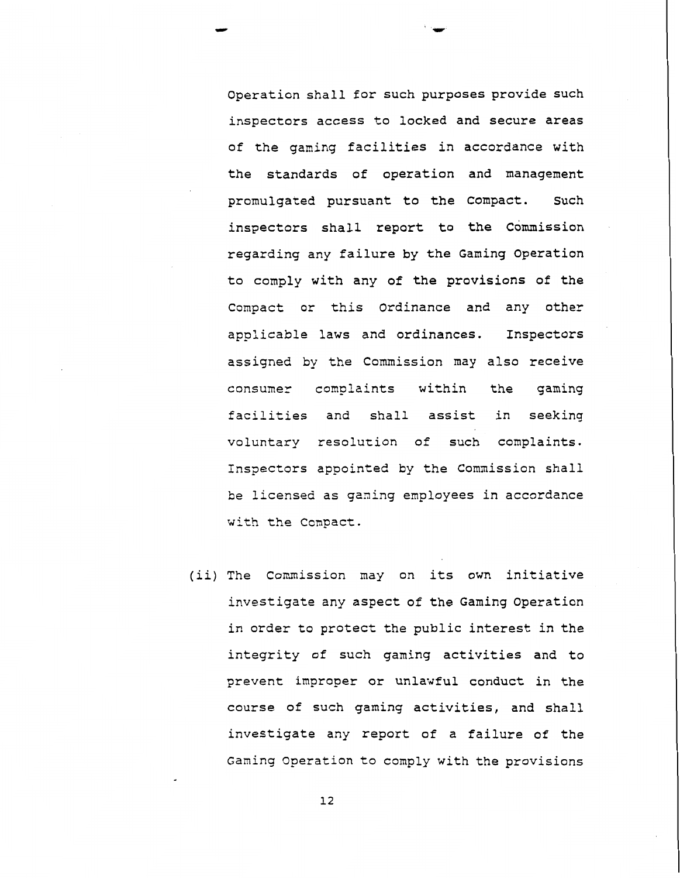Operation shall for such purposes provide such inspectors access to locked and secure areas of the gaming facilities in accordance with the standards of operation and management promulgated pursuant to the Compact. Such inspectors shall report to the Commission regarding any failure by the Gaming Operation to comply with any of the provisions of the Compact or this Ordinance and any other applicable laws and ordinances. Inspectors assigned by the Commission may also receive consumer complaints within the gaming facilities and shall assist in seeking voluntary resolution of such complaints. Inspectors appointed by the Commission shall be licensed as gaming employees in accordance with the Compact.

(ii) The Commission may on its own initiative investigate any aspect of the Gaming Operation in order to protect the public interest in the integrity of such gaming activities and to prevent improper or unlawful conduct in the course of such gaming activities, and shall investigate any report of a failure of the Gaming Operation to comply with the provisions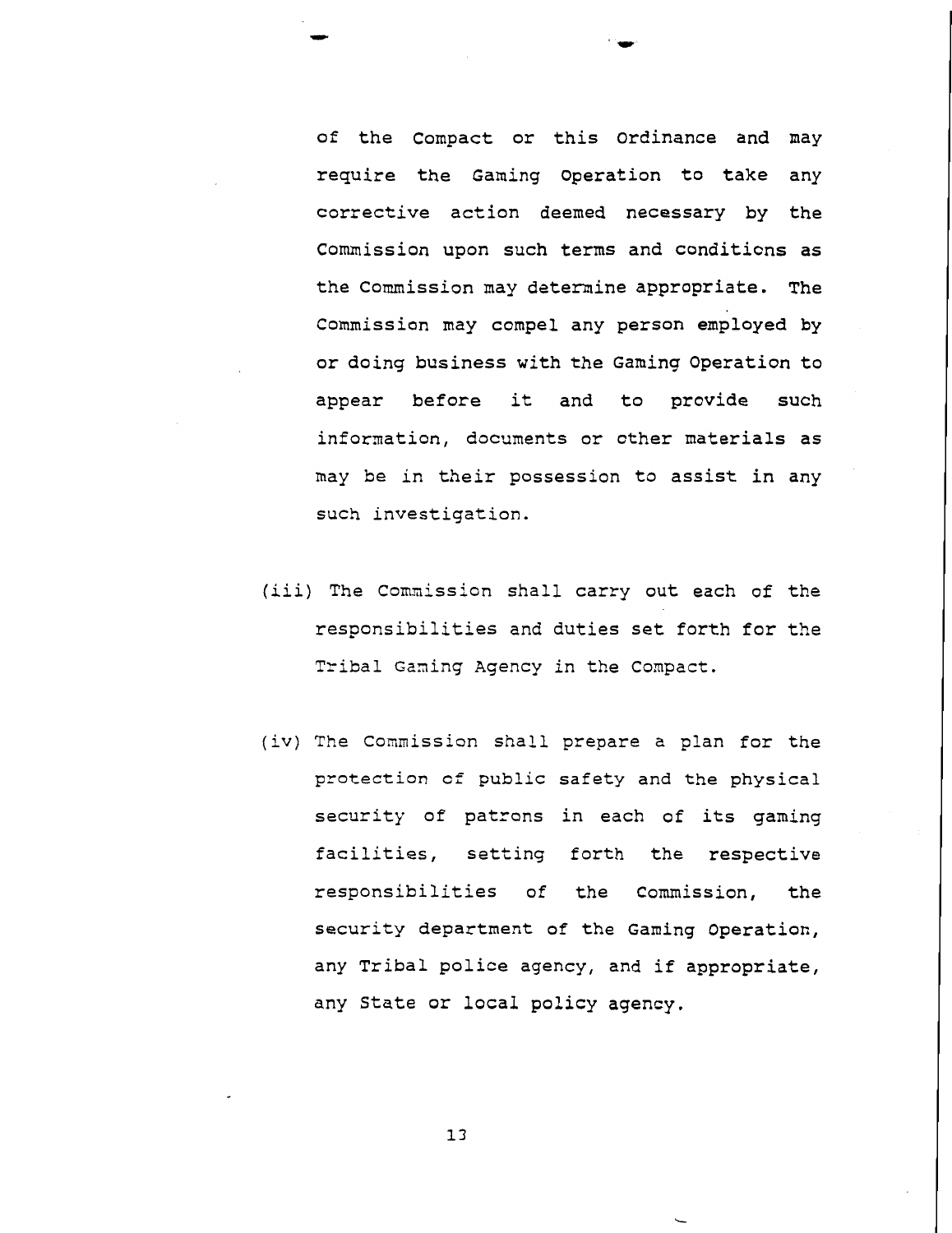of the Compact or this Ordinance and may require the Gaming Operation to take any corrective action deemed necessary by the Commission upon such terms and conditions as the Commission may determine appropriate. The Commission may compel any person employed by or doing business with the Gaming Operation to appear before it and to provide such information, documents or other materials as may be in their possession to assist in any such investigation.

(iii) The Commission shall carry out each of the responsibilities and duties set forth for the Tribal Gaming Agency in the Compact.

(iv) The Commission shall prepare a plan for the protection of public safety and the physical security of patrons in each of its gaming facilities, setting forth the respective responsibilities of the Commission, the security department of the Gaming Operation, any Tribal police agency, and if appropriate, any State or local policy agency.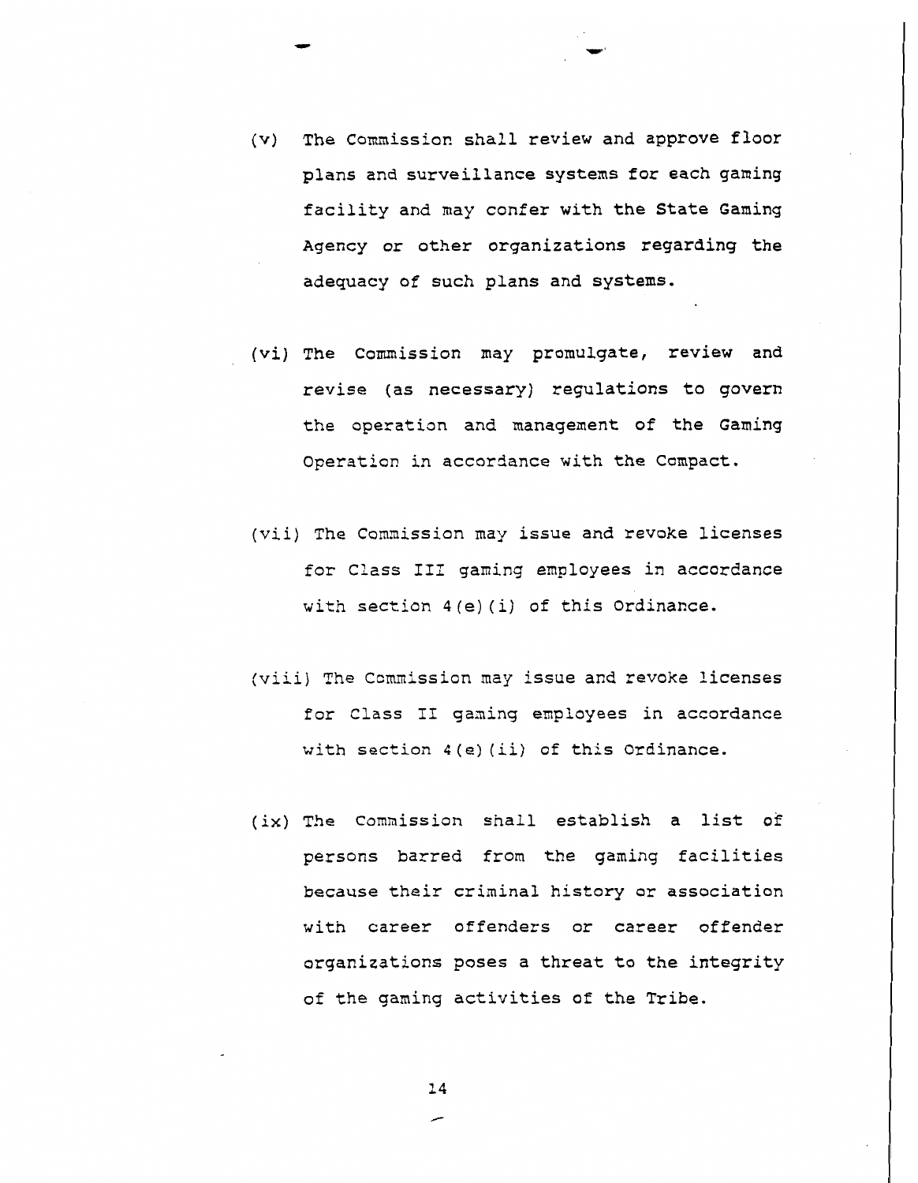(v) The Commission shall review and approve floor plans and surveillance systems for each gaming facility and may confer with the State Gaming Agency or other organizations regarding the adequacy of such plans and systems.

(vi) The Commission may promulgate, review and revise (as necessary) regulations to govern the operation and management of the Gaming Operation in accordance with the Compact.

(vii) The Commission may issue and revoke licenses for Class III gaming employees in accordance with section 4(e)(i) of this Ordinance.

(viii) The Commission may issue and revoke licenses for Class II gaming employees in accordance with section 4(e)(ii) of this Ordinance.

(ix) The Commission shall establish a list of persons barred from the gaming facilities because their criminal history or association with career offenders or career offender organizations poses a threat to the integrity of the gaming activities of the Tribe.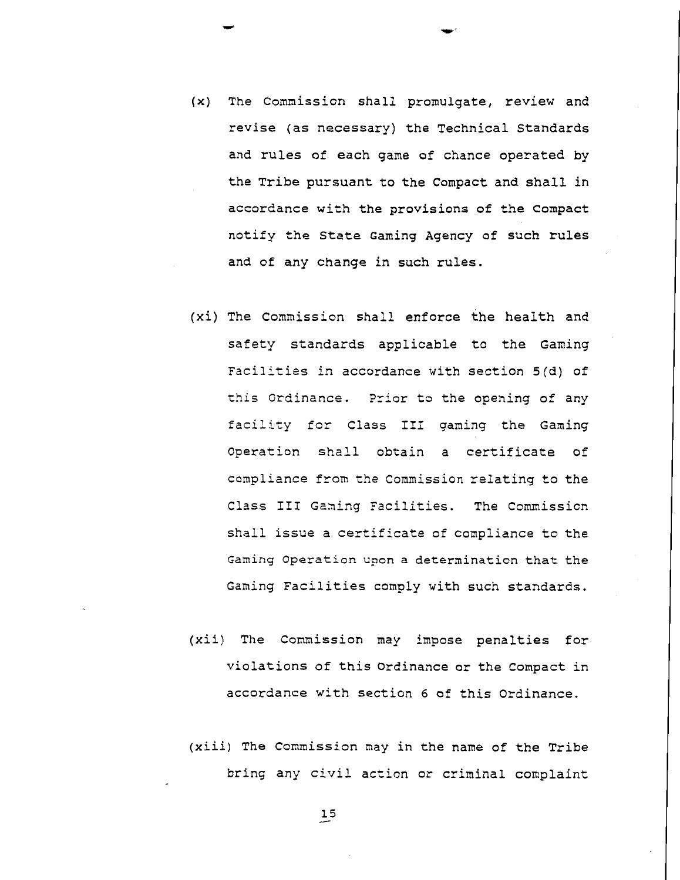(x) The Commission shall promulgate, review and revise (as necessary) the Technical Standards and rules of each game of chance operated by the Tribe pursuant to the Compact and shall in accordance with the provisions of the Compact notify the State Gaming Agency of such rules and of any change in such rules.

(xi) The Commission shall enforce the health and safety standards applicable to the Gaming Facilities in accordance with section 5(d) of this Ordinance. Prior to the opening of any facility for Class III gaming the Gaming Operation shall obtain a certificate of compliance from the Commission relating to the Class III Gaming Facilities. The Commission shall issue a certificate of compliance to the Gaming Operation upon a determination that the Gaming Facilities comply with such standards.

(xii) The Commission may impose penalties for violations of this Ordinance or the Compact in accordance with section 6 of this Ordinance.

(xiii) The Commission may in the name of the Tribe bring any civil action or criminal complaint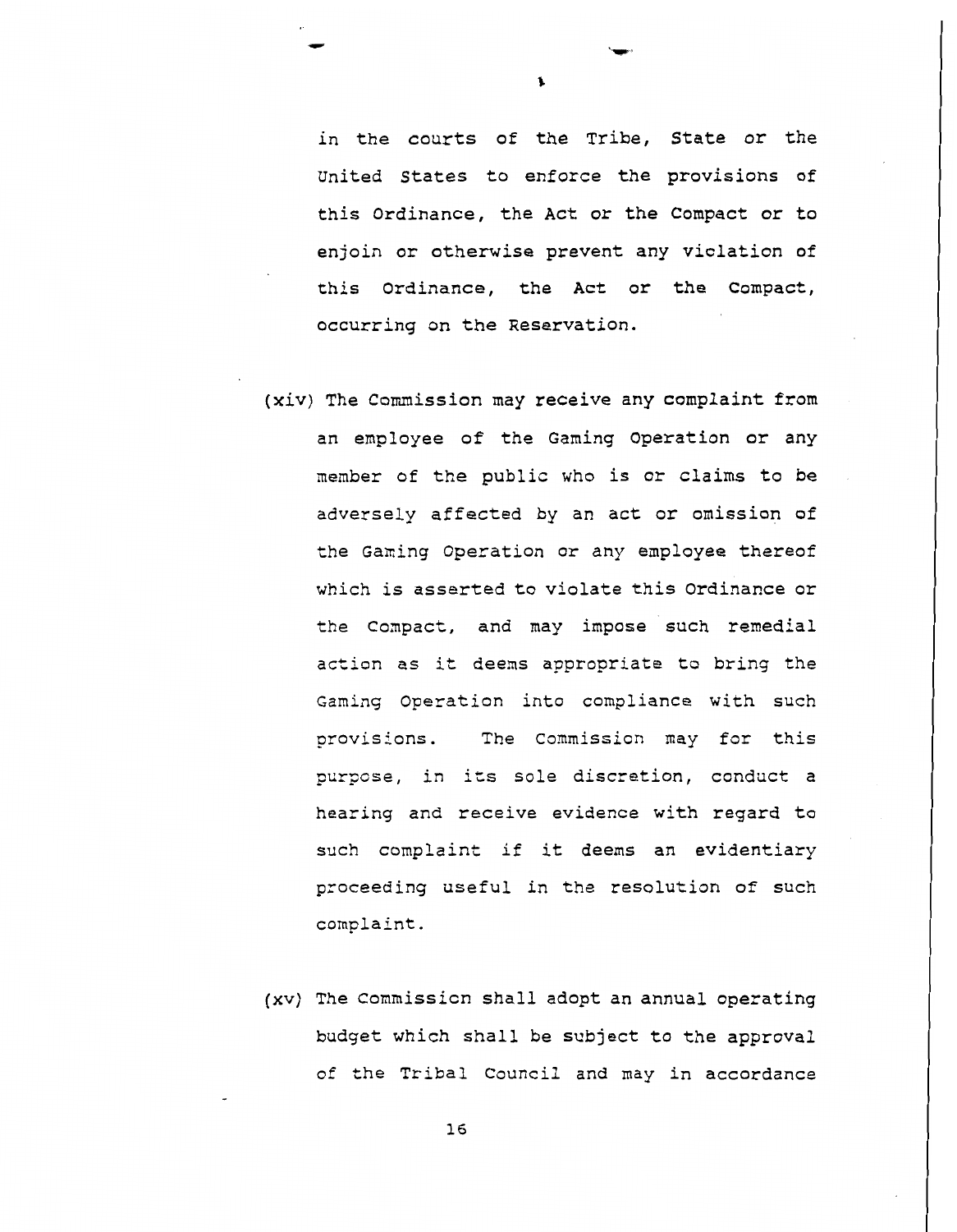in the courts of the Tribe, State or the United States to enforce the provisions of this Ordinance, the Act or the Compact or to enjoin or otherwise prevent any violation of this Ordinance, the Act or the Compact, occurring on the Reservation.

(xiv) The Commission may receive any complaint from an employee of the Gaming Operation or any member of the public who is or claims to be adversely affected by an act or omission of the Gaming Operation or any employee thereof which is asserted to violate this Ordinance or the Compact, and may impose such remedial action as it deems appropriate to bring the Gaming Operation into compliance with such provisions. The Commission may for this purpose, in its sole discretion, conduct a hearing and receive evidence with regard to such complaint if it deems an evidentiary proceeding useful in the resolution of such complaint.

(xv) The Commission shall adopt an annual operating budget which shall be subject to the approval of the Tribal Council and may in accordance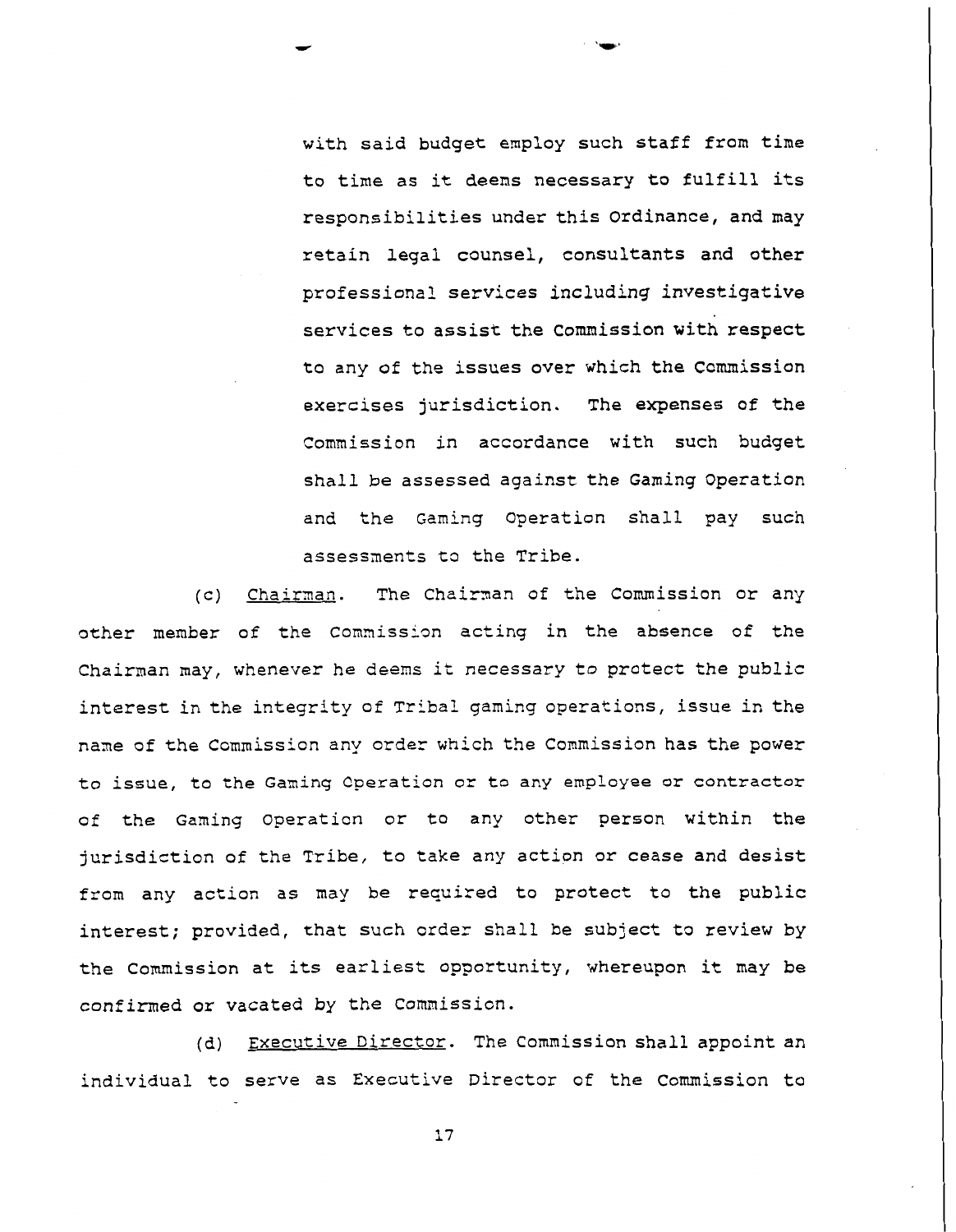with said budget employ such staff from time to time as it deems necessary to fulfill its responsibilities under this Ordinance, and may retain legal counsel, consultants and other professional services including investigative services to assist the Commission with respect to any of the issues over which the Commission exercises jurisdiction. The expenses of the Commission in accordance with such budget shall be assessed against the Gaming Operation and the Gaming Operation shall pay such assessments to the Tribe.

(c) Chairman. The Chairman of the Commission or any other member of the Commission acting in the absence of the Chairman may, whenever he deems it necessary to protect the public interest in the integrity of Tribal gaming operations, issue in the name of the Commission any order which the Commission has the power to issue, to the Gaming Operation or to any employee or contractor of the Gaming Operation or to any other person within the jurisdiction of the Tribe, to take any action or cease and desist from any action as may be required to protect to the public interest; provided, that such order shall be subject to review by the Commission at its earliest opportunity, whereupon it may be confirmed or vacated by the Commission.

(d) Executive Director. The Commission shall appoint an individual to serve as Executive Director of the Commission to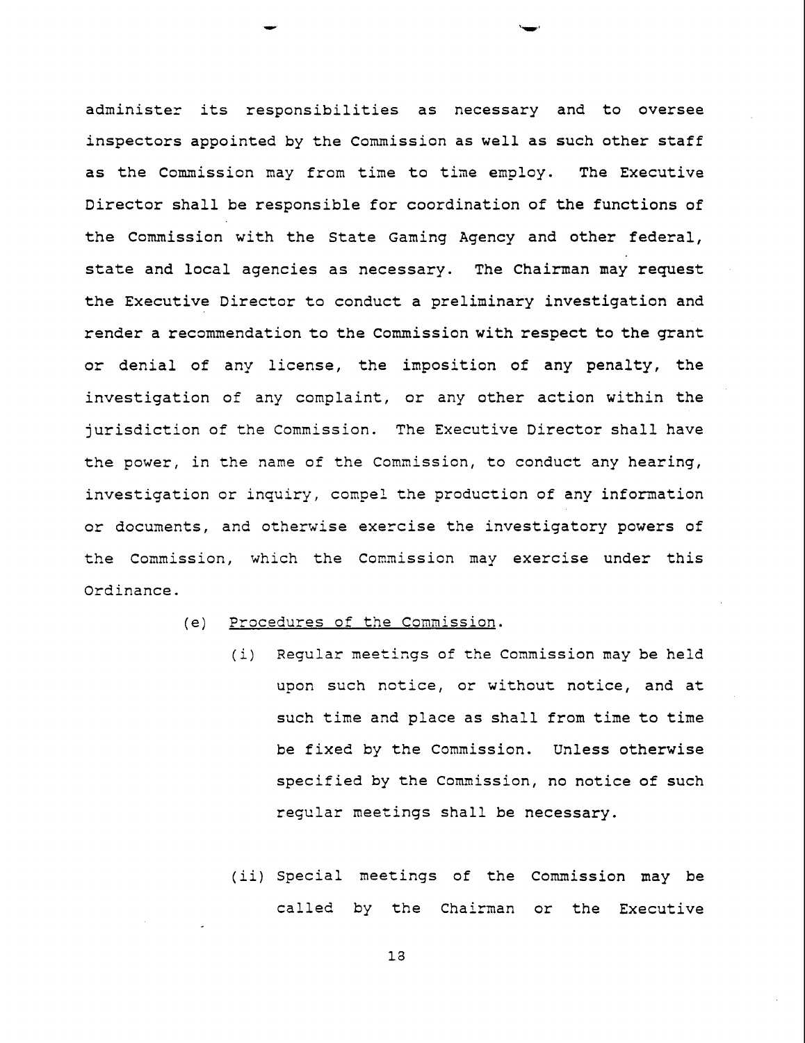administer its responsibilities as necessary and to oversee inspectors appointed by the Commission as well as such other staff as the Commission may from time to time employ. The Executive Director shall be responsible for coordination of the functions of the Commission with the State Gaming Agency and other federal, state and local agencies as necessary. The Chairman may request the Executive Director to conduct a preliminary investigation and render a recommendation to the Commission with respect to the grant or denial of any license, the imposition of any penalty, the investigation of any complaint, or any other action within the jurisdiction of the Commission. The Executive Director shall have the power, in the name of the Commission, to conduct any hearing, investigation or inquiry, compel the production of any information or documents, and otherwise exercise the investigatory powers of the Commission, which the Commission may exercise under this Ordinance.

(e) Procedures of the Commission.

(i) Regular meetings of the Commission may be held upon such notice, or without notice, and at such time and place as shall from time to time be fixed by the Commission. Unless otherwise specified by the Commission, no notice of such regular meetings shall be necessary.

(ii) Special meetings of the Commission may be called by the Chairman or the Executive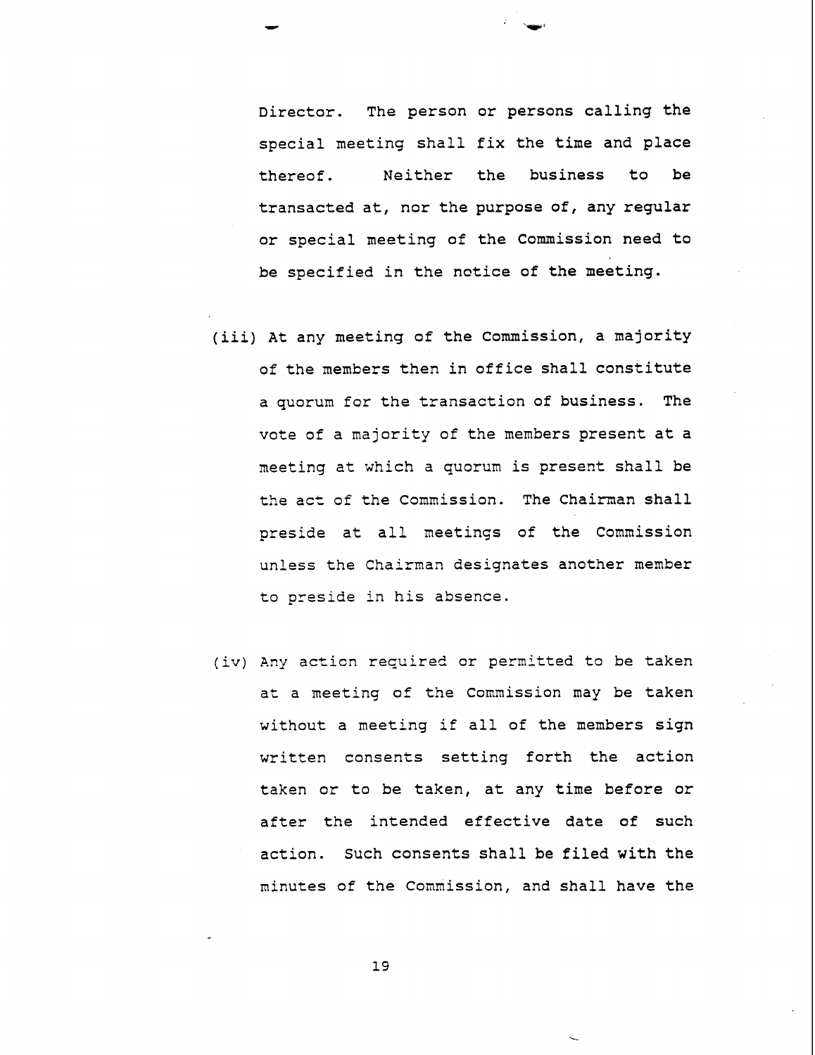Director. The person or persons calling the special meeting shall fix the time and place thereof. Neither the business to be transacted at, nor the purpose of, any regular or special meeting of the Commission need to be specified in the notice of the meeting.

(iii) At any meeting of the Commission, a majority of the members then in office shall constitute a quorum for the transaction of business. The vote of a majority of the members present at a meeting at which a quorum is present shall be the act of the Commission. The Chairman shall preside at all meetings of the Commission unless the Chairman designates another member to preside in his absence.

(iv) Any action required or permitted to be taken at a meeting of the Commission may be taken without a meeting if all of the members sign written consents setting forth the action taken or to be taken, at any time before or after the intended effective date of such action. Such consents shall be filed with the minutes of the Commission, and shall have the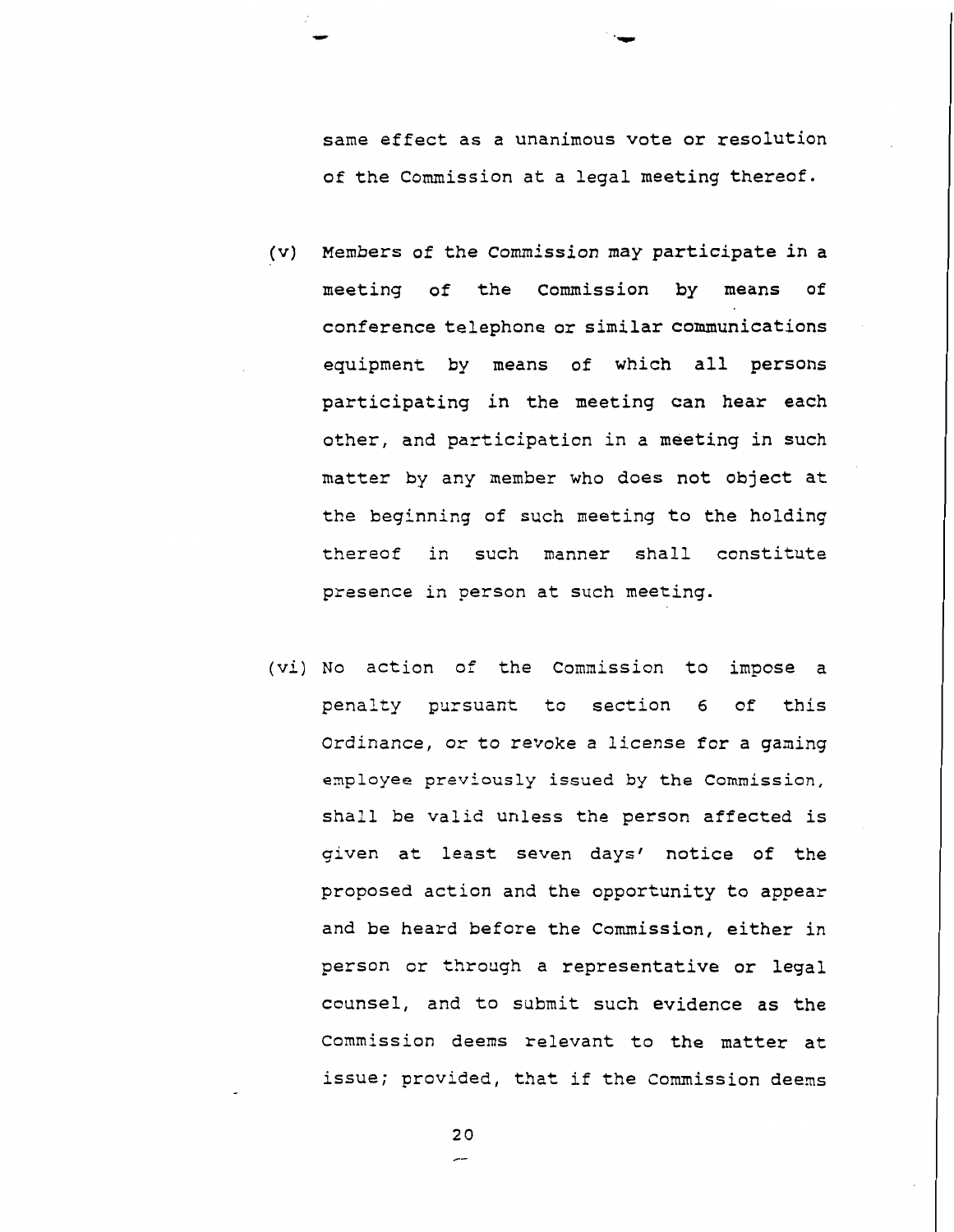same effect as a unanimous vote or resolution of the Commission at a legal meeting thereof.

(v) Members of the Commission may participate in a meeting of the Commission by means of conference telephone or similar communications equipment by means of which all persons participating in the meeting can hear each other, and participation in a meeting in such matter by any member who does not object at the beginning of such meeting to the holding thereof in such manner shall constitute presence in person at such meeting.

(vi) No action of the Commission to impose a penalty pursuant to section 6 of this Ordinance, or to revoke a license for a gaming employee previously issued by the Commission, shall be valid unless the person affected is given at least seven days' notice of the proposed action and the opportunity to appear and be heard before the Commission, either in person or through a representative or legal counsel, and to submit such evidence as the Commission deems relevant to the matter at issue; provided, that if the Commission deems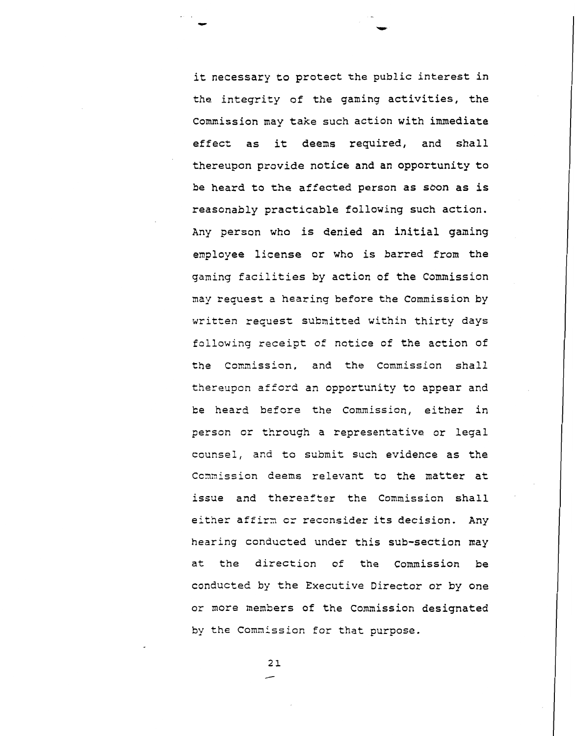it necessary to protect the public interest in the integrity of the gaming activities, the Commission may take such action with immediate effect as it deems required, and shall thereupon provide notice and an opportunity to be heard to the affected person as soon as is reasonably practicable following such action. Any person who is denied an initial gaming employee license or who is barred from the gaming facilities by action of the Commission may request a hearing before the Commission by written request submitted within thirty days following receipt of notice of the action of the Commission, and the Commission shall thereupon afford an opportunity to appear and be heard before the Commission, either in person or through a representative or legal counsel, and to submit such evidence as the Commission deems relevant to the matter at issue and thereafter the Commission shall either affirm or reconsider its decision. Any hearing conducted under this sub-section may at the direction of the Commission be conducted by the Executive Director or by one or more members of the Commission designated by the Commission for that purpose.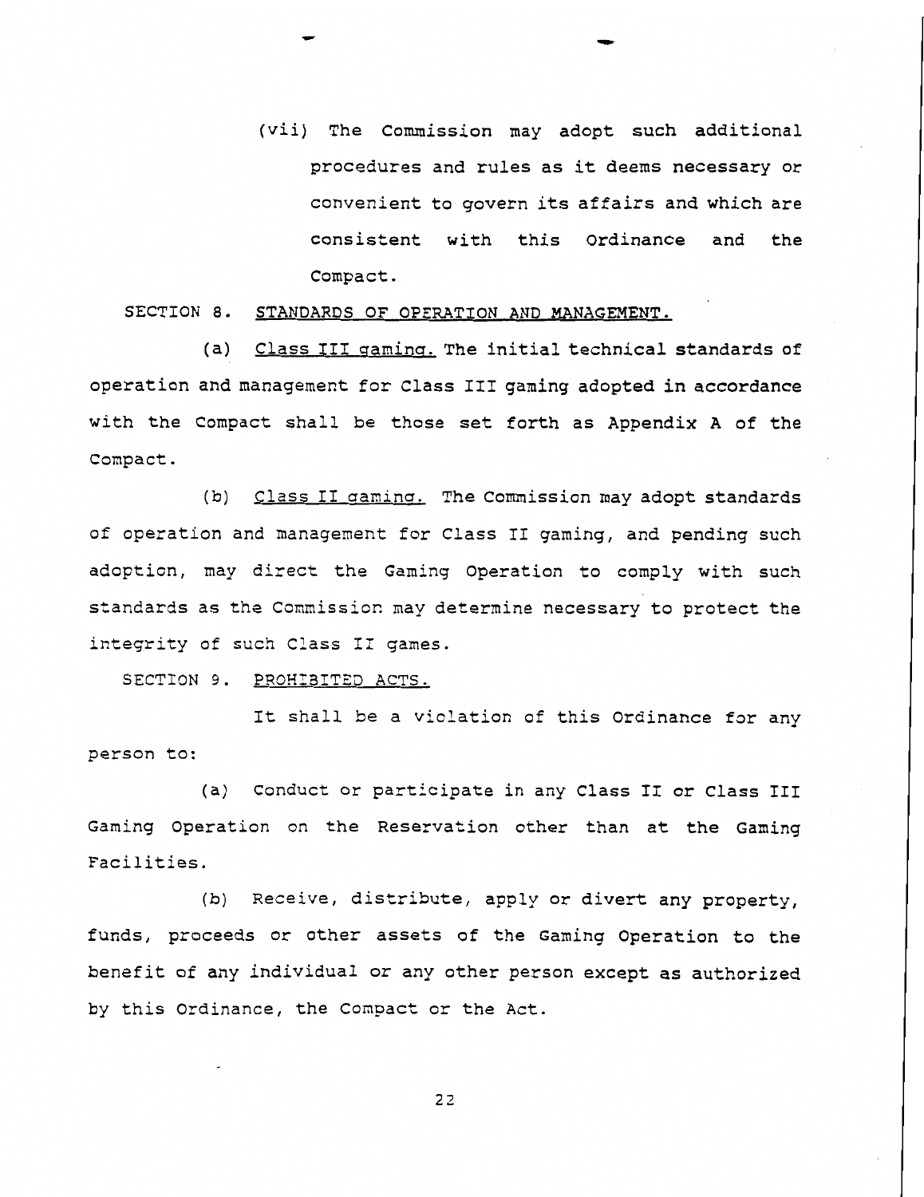(vii) The Commission may adopt such additional procedures and rules as it deems necessary or convenient to govern its affairs and which are consistent with this Ordinance and the Compact.

SECTION 8. STANDARDS OF OPERATION AND MANAGEMENT.

(a) Class III gaming. The initial technical standards of operation and management for Class III gaming adopted in accordance with the Compact shall be those set forth as Appendix A of the Compact.

(b) Class II gaming. The Commission may adopt standards of operation and management for Class II gaming, and pending such adoption, may direct the Gaming Operation to comply with such standards as the Commission may determine necessary to protect the integrity of such Class II games.

SECTION 9. PROHIBITED ACTS.

It shall be a violation of this Ordinance for any person to:

(a) Conduct or participate in any Class II or Class III Gaming Operation on the Reservation other than at the Gaming Facilities.

(b) Receive, distribute, apply or divert any property, funds, proceeds or other assets of the Gaming Operation to the benefit of any individual or any other person except as authorized by this Ordinance, the Compact or the Act.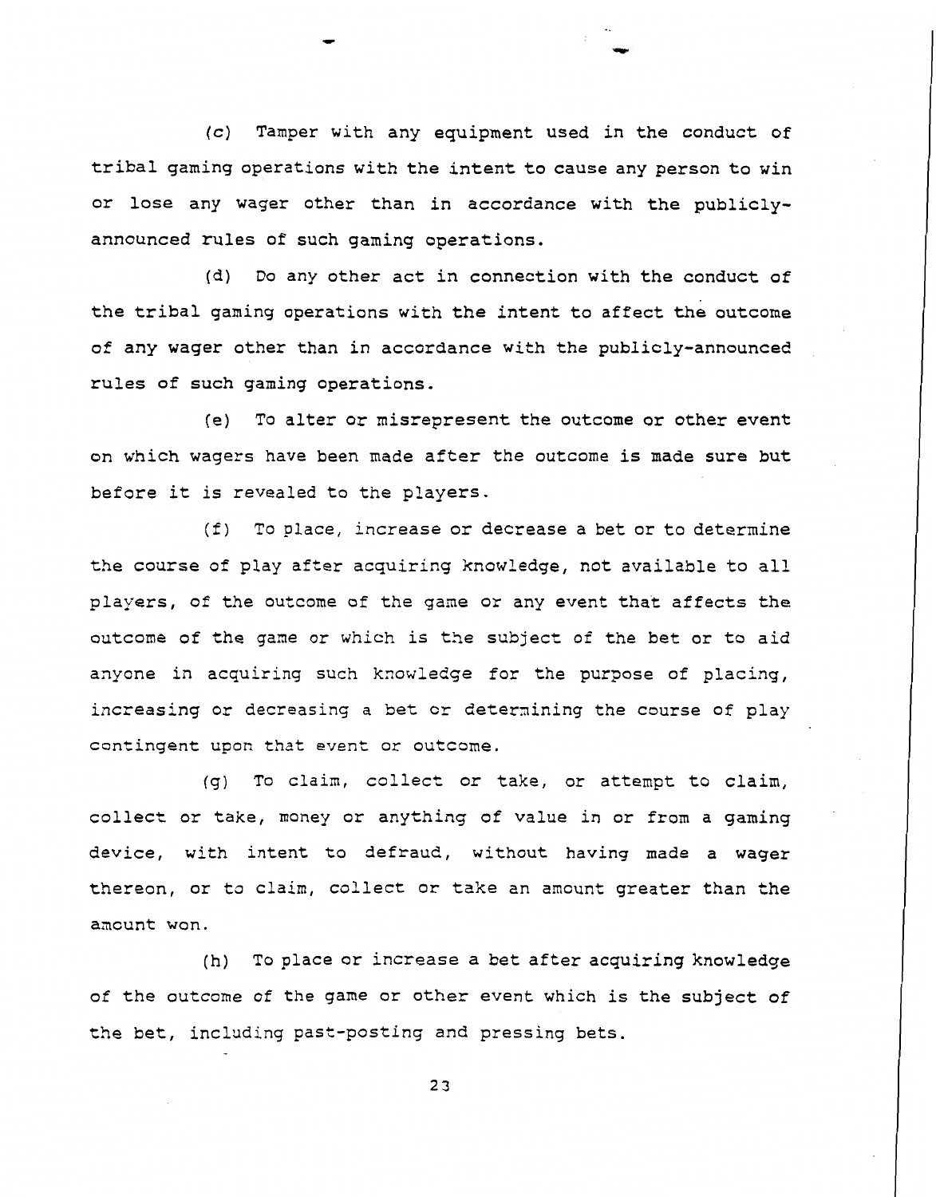(c) Tamper with any equipment used in the conduct of tribal gaming operations with the intent to cause any person to win or lose any wager other than in accordance with the publicly-announced rules of such gaming operations.

(d) Do any other act in connection with the conduct of the tribal gaming operations with the intent to affect the outcome of any wager other than in accordance with the publicly-announced rules of such gaming operations.

(e) To alter or misrepresent the outcome or other event on which wagers have been made after the outcome is made sure but before it is revealed to the players.

(f) To place, increase or decrease a bet or to determine the course of play after acquiring knowledge, not available to all players, of the outcome of the game or any event that affects the outcome of the game or which is the subject of the bet or to aid anyone in acquiring such knowledge for the purpose of placing, increasing or decreasing a bet or determining the course of play contingent upon that event or outcome.

(g) To claim, collect or take, or attempt to claim, collect or take, money or anything of value in or from a gaming device, with intent to defraud, without having made a wager thereon, or to claim, collect or take an amount greater than the amount won.

(h) To place or increase a bet after acquiring knowledge of the outcome of the game or other event which is the subject of the bet, including past-posting and pressing bets.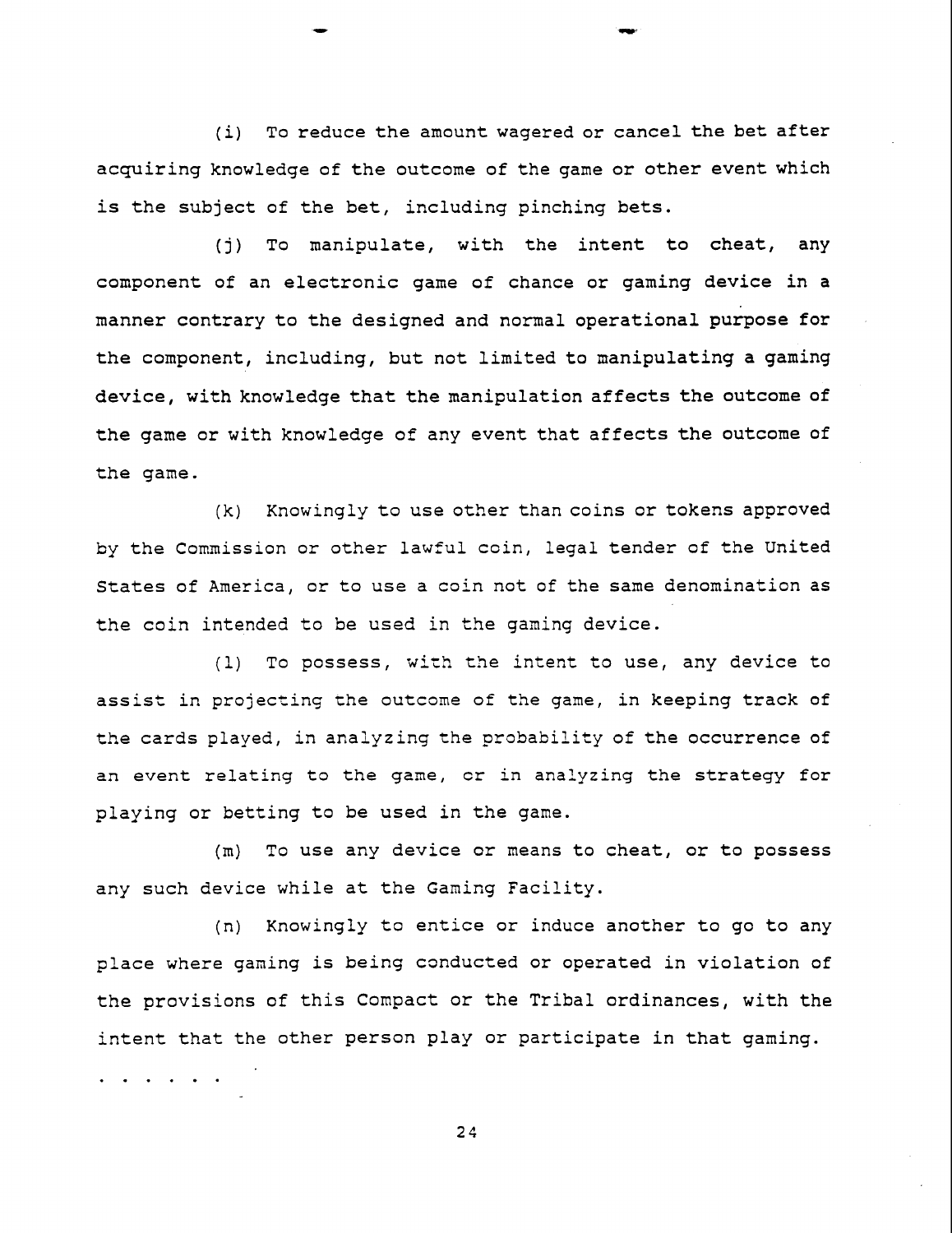(i) To reduce the amount wagered or cancel the bet after acquiring knowledge of the outcome of the game or other event which is the subject of the bet, including pinching bets.

(j) To manipulate, with the intent to cheat, any component of an electronic game of chance or gaming device in a manner contrary to the designed and normal operational purpose for the component, including, but not limited to manipulating a gaming device, with knowledge that the manipulation affects the outcome of the game or with knowledge of any event that affects the outcome of the game.

(k) Knowingly to use other than coins or tokens approved by the Commission or other lawful coin, legal tender of the United States of America, or to use a coin not of the same denomination as the coin intended to be used in the gaming device.

(l) To possess, with the intent to use, any device to assist in projecting the outcome of the game, in keeping track of the cards played, in analyzing the probability of the occurrence of an event relating to the game, or in analyzing the strategy for playing or betting to be used in the game.

(m) To use any device or means to cheat, or to possess any such device while at the Gaming Facility.

(n) Knowingly to entice or induce another to go to any place where gaming is being conducted or operated in violation of the provisions of this Compact or the Tribal ordinances, with the intent that the other person play or participate in that gaming.

. . . . . .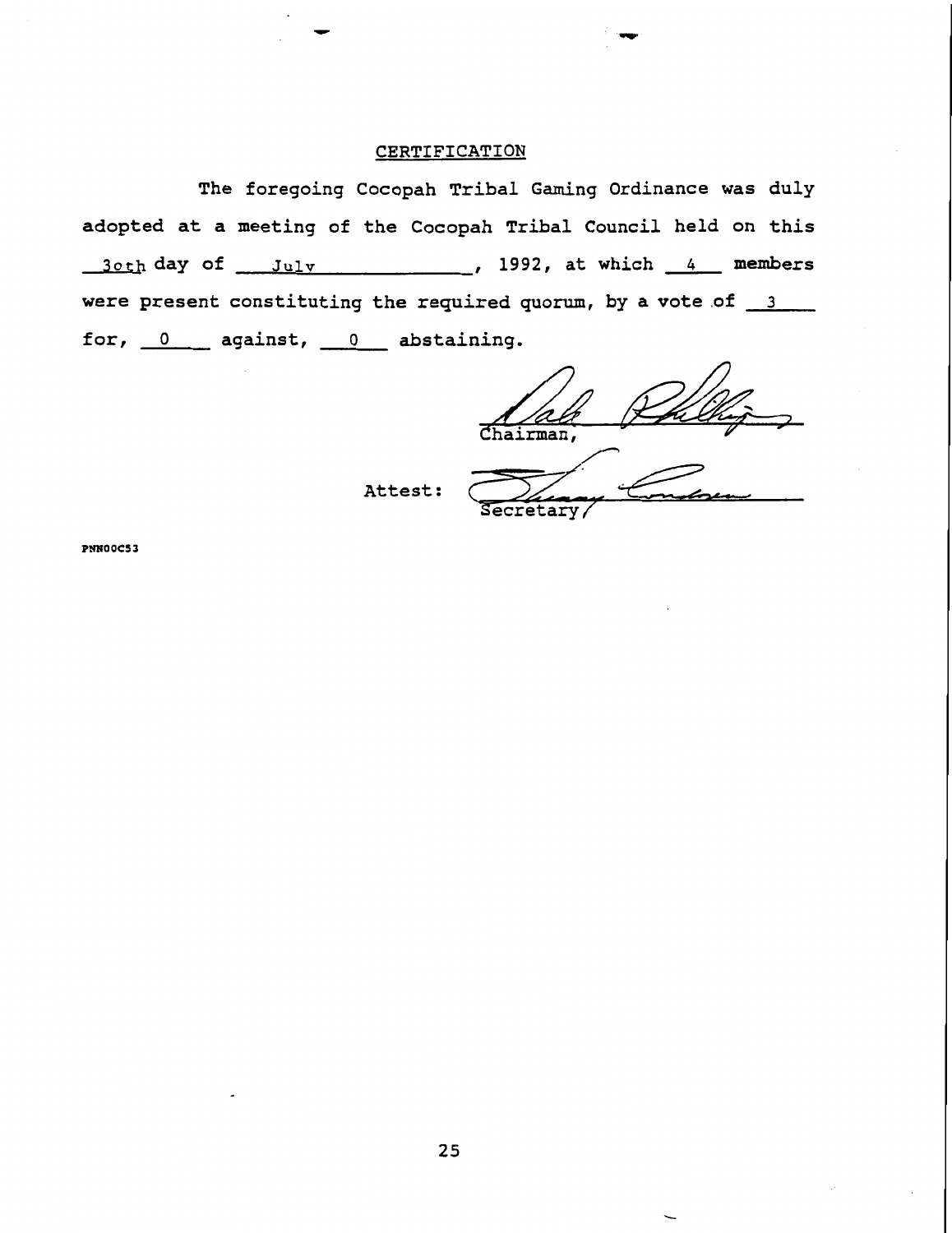# CERTIFICATION

The foregoing Cocopah Tribal Gaming Ordinance was duly adopted at a meeting of the Cocopah Tribal Council held on this 30th day of July, 1992, at which 4 members were present constituting the required quorum, by a vote of 3 for, 0 against, 0 abstaining.

Chairman,

Attest:

Secretary

PNN00C53